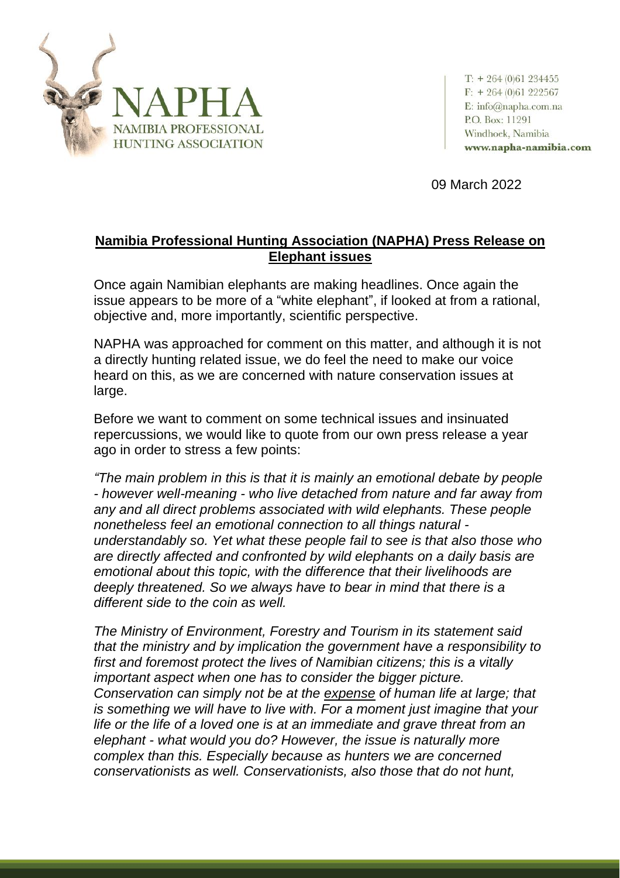NAPHA
NAMIBIA PROFESSIONAL HUNTING ASSOCIATION

T: + 264 (0)61 234455
F: + 264 (0)61 222567
E: info@napha.com.na
P.O. Box: 11291
Windhoek, Namibia
www.napha-namibia.com

09 March 2022

# Namibia Professional Hunting Association (NAPHA) Press Release on Elephant issues

Once again Namibian elephants are making headlines. Once again the issue appears to be more of a "white elephant", if looked at from a rational, objective and, more importantly, scientific perspective.

NAPHA was approached for comment on this matter, and although it is not a directly hunting related issue, we do feel the need to make our voice heard on this, as we are concerned with nature conservation issues at large.

Before we want to comment on some technical issues and insinuated repercussions, we would like to quote from our own press release a year ago in order to stress a few points:

*"The main problem in this is that it is mainly an emotional debate by people - however well-meaning - who live detached from nature and far away from any and all direct problems associated with wild elephants. These people nonetheless feel an emotional connection to all things natural - understandably so. Yet what these people fail to see is that also those who are directly affected and confronted by wild elephants on a daily basis are emotional about this topic, with the difference that their livelihoods are deeply threatened. So we always have to bear in mind that there is a different side to the coin as well.*

*The Ministry of Environment, Forestry and Tourism in its statement said that the ministry and by implication the government have a responsibility to first and foremost protect the lives of Namibian citizens; this is a vitally important aspect when one has to consider the bigger picture. Conservation can simply not be at the expense of human life at large; that is something we will have to live with. For a moment just imagine that your life or the life of a loved one is at an immediate and grave threat from an elephant - what would you do? However, the issue is naturally more complex than this. Especially because as hunters we are concerned conservationists as well. Conservationists, also those that do not hunt,*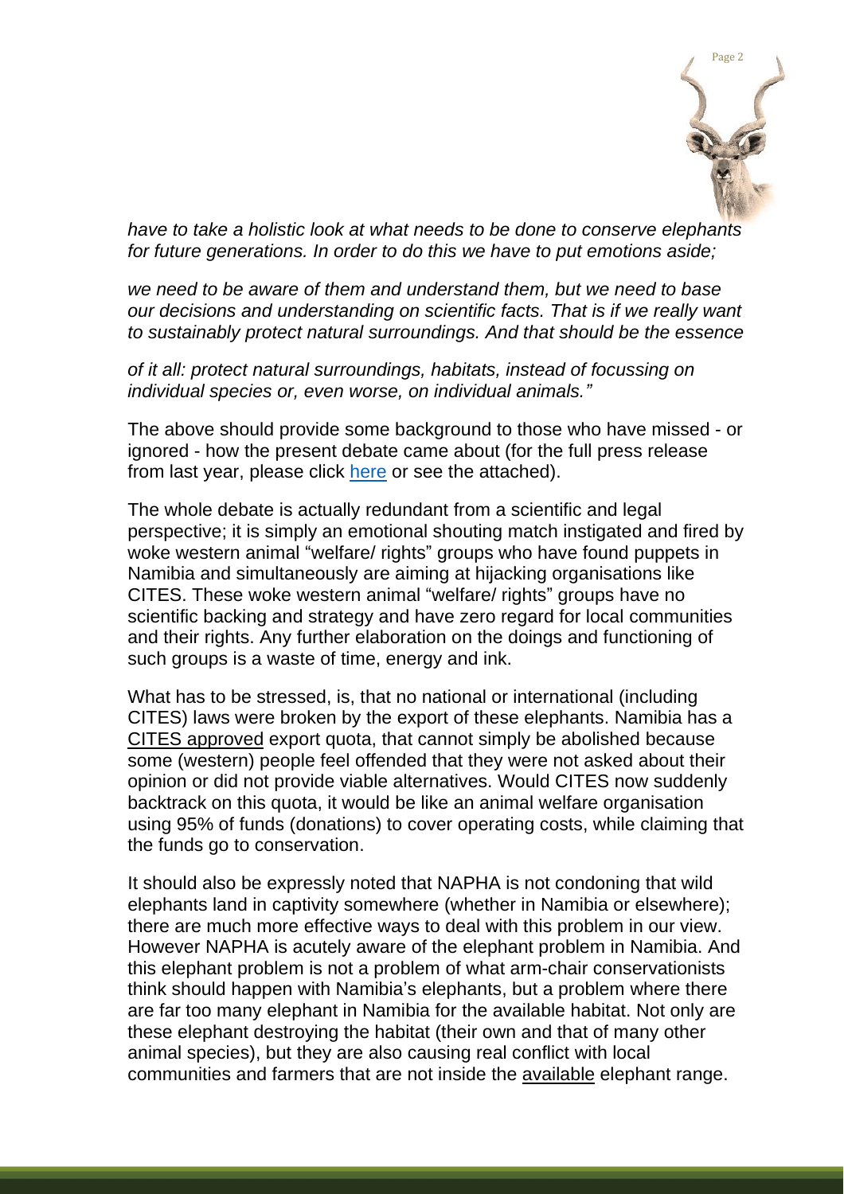*have to take a holistic look at what needs to be done to conserve elephants for future generations. In order to do this we have to put emotions aside;*

*we need to be aware of them and understand them, but we need to base our decisions and understanding on scientific facts. That is if we really want to sustainably protect natural surroundings. And that should be the essence*

*of it all: protect natural surroundings, habitats, instead of focussing on individual species or, even worse, on individual animals."*

The above should provide some background to those who have missed - or ignored - how the present debate came about (for the full press release from last year, please click here or see the attached).

The whole debate is actually redundant from a scientific and legal perspective; it is simply an emotional shouting match instigated and fired by woke western animal "welfare/ rights" groups who have found puppets in Namibia and simultaneously are aiming at hijacking organisations like CITES. These woke western animal "welfare/ rights" groups have no scientific backing and strategy and have zero regard for local communities and their rights. Any further elaboration on the doings and functioning of such groups is a waste of time, energy and ink.

What has to be stressed, is, that no national or international (including CITES) laws were broken by the export of these elephants. Namibia has a CITES approved export quota, that cannot simply be abolished because some (western) people feel offended that they were not asked about their opinion or did not provide viable alternatives. Would CITES now suddenly backtrack on this quota, it would be like an animal welfare organisation using 95% of funds (donations) to cover operating costs, while claiming that the funds go to conservation.

It should also be expressly noted that NAPHA is not condoning that wild elephants land in captivity somewhere (whether in Namibia or elsewhere); there are much more effective ways to deal with this problem in our view. However NAPHA is acutely aware of the elephant problem in Namibia. And this elephant problem is not a problem of what arm-chair conservationists think should happen with Namibia's elephants, but a problem where there are far too many elephant in Namibia for the available habitat. Not only are these elephant destroying the habitat (their own and that of many other animal species), but they are also causing real conflict with local communities and farmers that are not inside the available elephant range.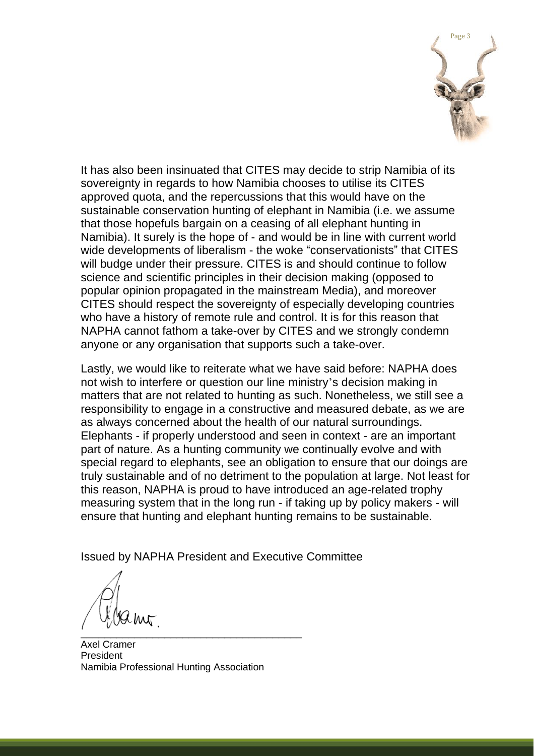It has also been insinuated that CITES may decide to strip Namibia of its sovereignty in regards to how Namibia chooses to utilise its CITES approved quota, and the repercussions that this would have on the sustainable conservation hunting of elephant in Namibia (i.e. we assume that those hopefuls bargain on a ceasing of all elephant hunting in Namibia). It surely is the hope of - and would be in line with current world wide developments of liberalism - the woke "conservationists" that CITES will budge under their pressure. CITES is and should continue to follow science and scientific principles in their decision making (opposed to popular opinion propagated in the mainstream Media), and moreover CITES should respect the sovereignty of especially developing countries who have a history of remote rule and control. It is for this reason that NAPHA cannot fathom a take-over by CITES and we strongly condemn anyone or any organisation that supports such a take-over.

Lastly, we would like to reiterate what we have said before: NAPHA does not wish to interfere or question our line ministry's decision making in matters that are not related to hunting as such. Nonetheless, we still see a responsibility to engage in a constructive and measured debate, as we are as always concerned about the health of our natural surroundings. Elephants - if properly understood and seen in context - are an important part of nature. As a hunting community we continually evolve and with special regard to elephants, see an obligation to ensure that our doings are truly sustainable and of no detriment to the population at large. Not least for this reason, NAPHA is proud to have introduced an age-related trophy measuring system that in the long run - if taking up by policy makers - will ensure that hunting and elephant hunting remains to be sustainable.

Issued by NAPHA President and Executive Committee

Axel Cramer
President
Namibia Professional Hunting Association